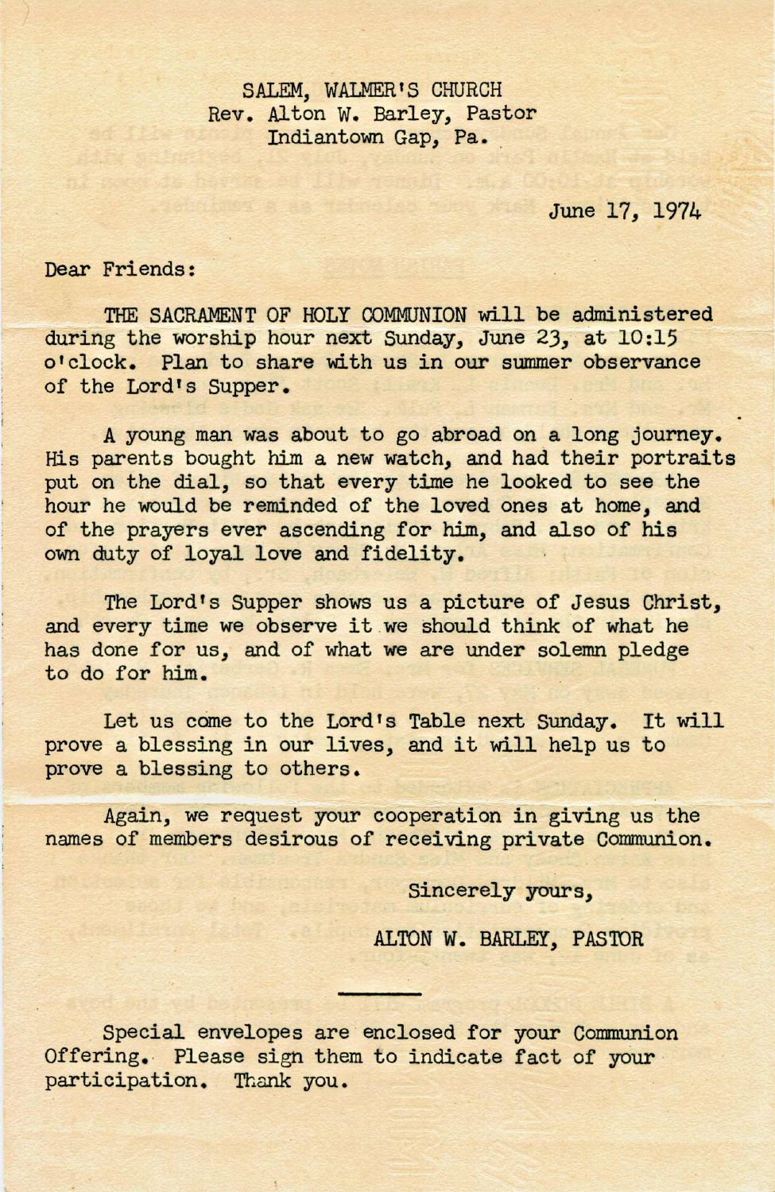SALEM, WALMER'S CHURCH
Rev. Alton W. Barley, Pastor
Indiantown Gap, Pa.

June 17, 1974

Dear Friends:

THE SACRAMENT OF HOLY COMMUNION will be administered during the worship hour next Sunday, June 23, at 10:15 o'clock. Plan to share with us in our summer observance of the Lord's Supper.

A young man was about to go abroad on a long journey. His parents bought him a new watch, and had their portraits put on the dial, so that every time he looked to see the hour he would be reminded of the loved ones at home, and of the prayers ever ascending for him, and also of his own duty of loyal love and fidelity.

The Lord's Supper shows us a picture of Jesus Christ, and every time we observe it we should think of what he has done for us, and of what we are under solemn pledge to do for him.

Let us come to the Lord's Table next Sunday. It will prove a blessing in our lives, and it will help us to prove a blessing to others.

Again, we request your cooperation in giving us the names of members desirous of receiving private Communion.

Sincerely yours,

ALTON W. BARLEY, PASTOR

---

Special envelopes are enclosed for your Communion Offering. Please sign them to indicate fact of your participation. Thank you.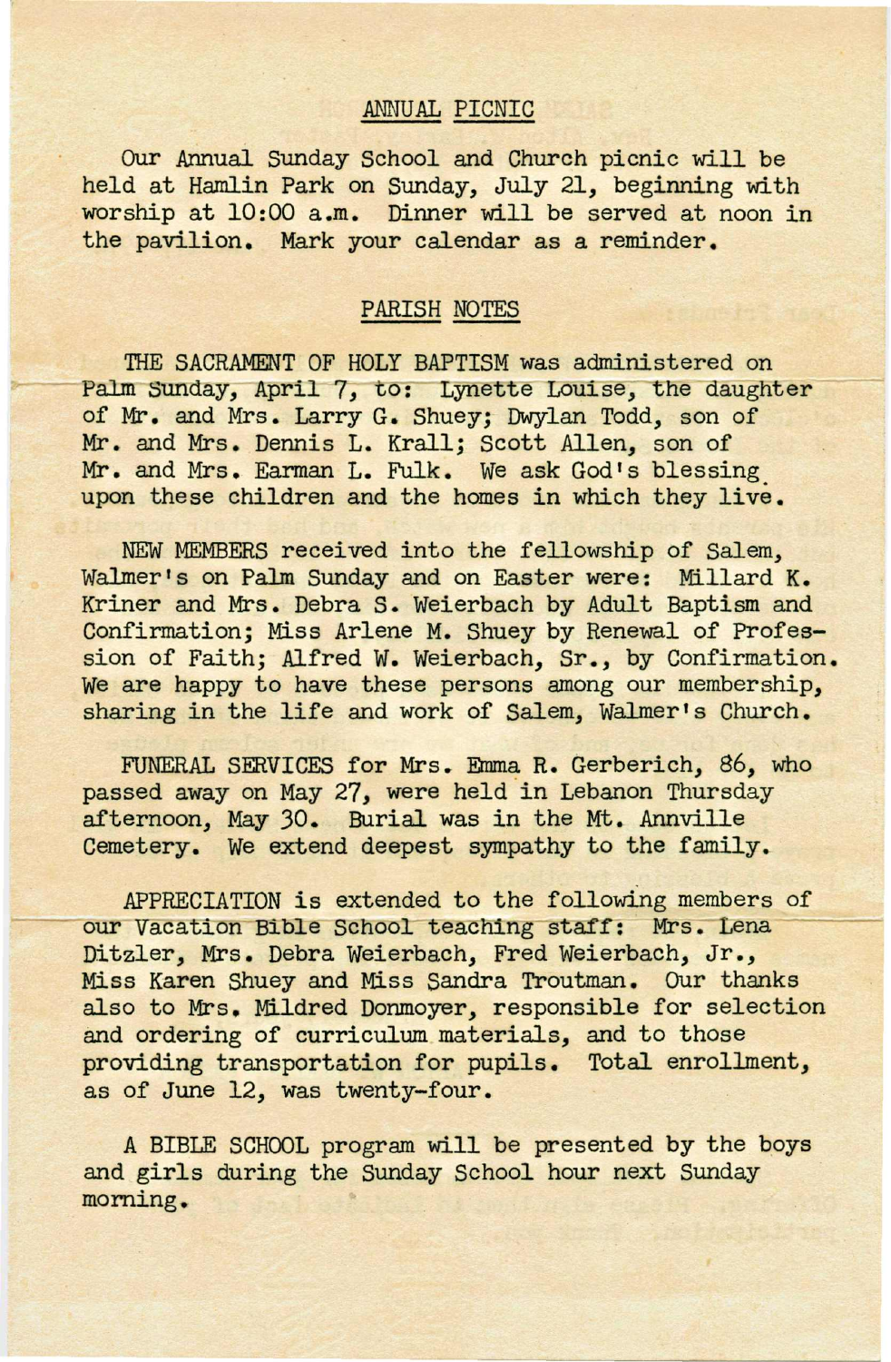## ANNUAL PICNIC

Our Annual Sunday School and Church picnic will be held at Hamlin Park on Sunday, July 21, beginning with worship at 10:00 a.m. Dinner will be served at noon in the pavilion. Mark your calendar as a reminder.

## PARISH NOTES

THE SACRAMENT OF HOLY BAPTISM was administered on Palm Sunday, April 7, to: Lynette Louise, the daughter of Mr. and Mrs. Larry G. Shuey; Dwylan Todd, son of Mr. and Mrs. Dennis L. Krall; Scott Allen, son of Mr. and Mrs. Earman L. Fulk. We ask God's blessing upon these children and the homes in which they live.

NEW MEMBERS received into the fellowship of Salem, Walmer's on Palm Sunday and on Easter were: Millard K. Kriner and Mrs. Debra S. Weierbach by Adult Baptism and Confirmation; Miss Arlene M. Shuey by Renewal of Profession of Faith; Alfred W. Weierbach, Sr., by Confirmation. We are happy to have these persons among our membership, sharing in the life and work of Salem, Walmer's Church.

FUNERAL SERVICES for Mrs. Emma R. Gerberich, 86, who passed away on May 27, were held in Lebanon Thursday afternoon, May 30. Burial was in the Mt. Annville Cemetery. We extend deepest sympathy to the family.

APPRECIATION is extended to the following members of our Vacation Bible School teaching staff: Mrs. Lena Ditzler, Mrs. Debra Weierbach, Fred Weierbach, Jr., Miss Karen Shuey and Miss Sandra Troutman. Our thanks also to Mrs. Mildred Donmoyer, responsible for selection and ordering of curriculum materials, and to those providing transportation for pupils. Total enrollment, as of June 12, was twenty-four.

A BIBLE SCHOOL program will be presented by the boys and girls during the Sunday School hour next Sunday morning.